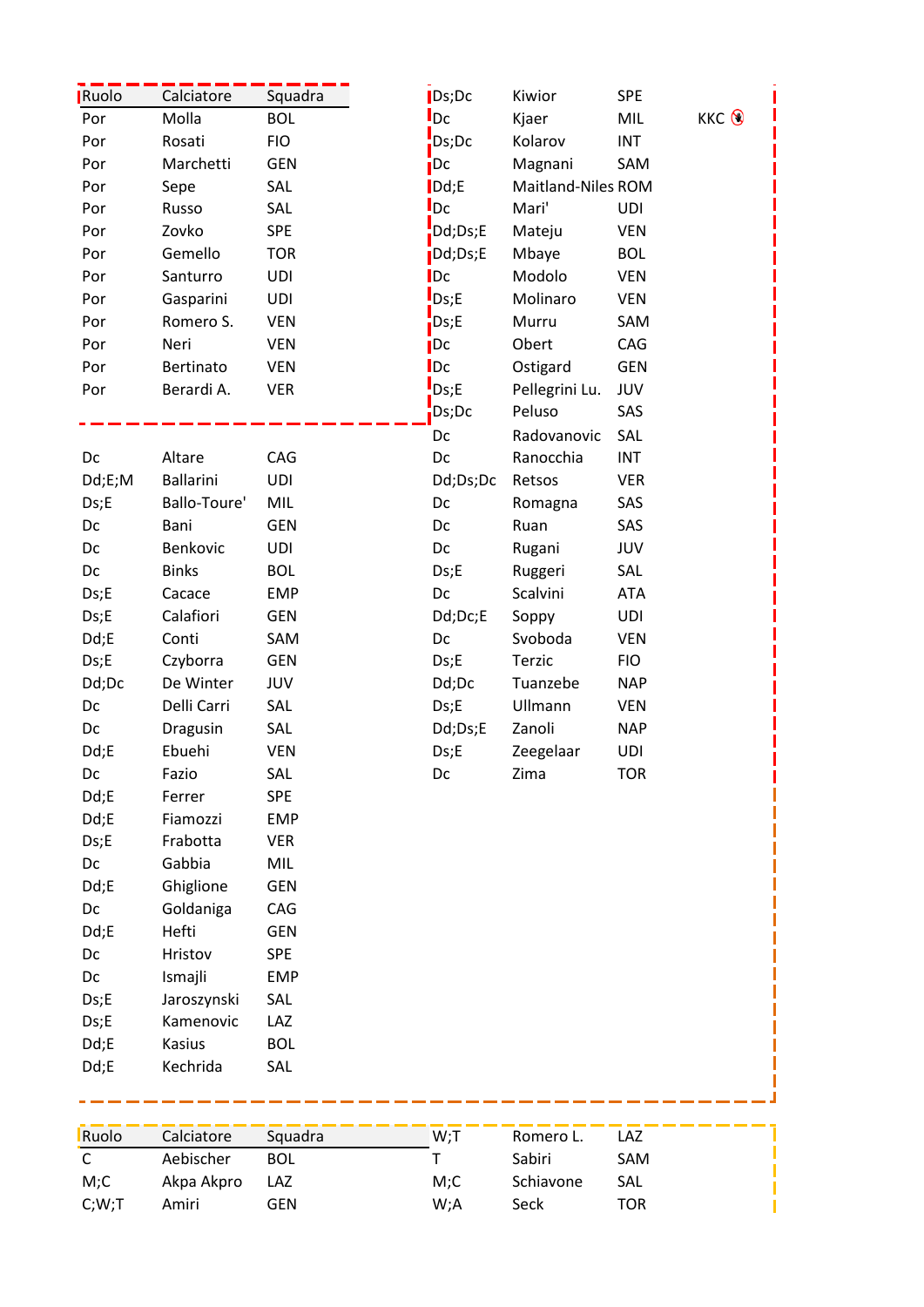| Ruolo | Calciatore | Squadra |
|---|---|---|
| Por | Molla | BOL |
| Por | Rosati | FIO |
| Por | Marchetti | GEN |
| Por | Sepe | SAL |
| Por | Russo | SAL |
| Por | Zovko | SPE |
| Por | Gemello | TOR |
| Por | Santurro | UDI |
| Por | Gasparini | UDI |
| Por | Romero S. | VEN |
| Por | Neri | VEN |
| Por | Bertinato | VEN |
| Por | Berardi A. | VER |

| Ruolo | Calciatore | Squadra | |
|---|---|---|---|
| Dc | Altare | CAG | |
| Dd;E;M | Ballarini | UDI | |
| Ds;E | Ballo-Toure' | MIL | |
| Dc | Bani | GEN | |
| Dc | Benkovic | UDI | |
| Dc | Binks | BOL | |
| Ds;E | Cacace | EMP | |
| Ds;E | Calafiori | GEN | |
| Dd;E | Conti | SAM | |
| Ds;E | Czyborra | GEN | |
| Dd;Dc | De Winter | JUV | |
| Dc | Delli Carri | SAL | |
| Dc | Dragusin | SAL | |
| Dd;E | Ebuehi | VEN | |
| Dc | Fazio | SAL | |
| Dd;E | Ferrer | SPE | |
| Dd;E | Fiamozzi | EMP | |
| Ds;E | Frabotta | VER | |
| Dc | Gabbia | MIL | |
| Dd;E | Ghiglione | GEN | |
| Dc | Goldaniga | CAG | |
| Dd;E | Hefti | GEN | |
| Dc | Hristov | SPE | |
| Dc | Ismajli | EMP | |
| Ds;E | Jaroszynski | SAL | |
| Ds;E | Kamenovic | LAZ | |
| Dd;E | Kasius | BOL | |
| Dd;E | Kechrida | SAL | |
| Ds;Dc | Kiwior | SPE | |
| Dc | Kjaer | MIL | KKC |
| Ds;Dc | Kolarov | INT | |
| Dc | Magnani | SAM | |
| Dd;E | Maitland-Niles | ROM | |
| Dc | Mari' | UDI | |
| Dd;Ds;E | Mateju | VEN | |
| Dd;Ds;E | Mbaye | BOL | |
| Dc | Modolo | VEN | |
| Ds;E | Molinaro | VEN | |
| Ds;E | Murru | SAM | |
| Dc | Obert | CAG | |
| Dc | Ostigard | GEN | |
| Ds;E | Pellegrini Lu. | JUV | |
| Ds;Dc | Peluso | SAS | |
| Dc | Radovanovic | SAL | |
| Dc | Ranocchia | INT | |
| Dd;Ds;Dc | Retsos | VER | |
| Dc | Romagna | SAS | |
| Dc | Ruan | SAS | |
| Dc | Rugani | JUV | |
| Ds;E | Ruggeri | SAL | |
| Dc | Scalvini | ATA | |
| Dd;Dc;E | Soppy | UDI | |
| Dc | Svoboda | VEN | |
| Ds;E | Terzic | FIO | |
| Dd;Dc | Tuanzebe | NAP | |
| Ds;E | Ullmann | VEN | |
| Dd;Ds;E | Zanoli | NAP | |
| Ds;E | Zeegelaar | UDI | |
| Dc | Zima | TOR | |

| Ruolo | Calciatore | Squadra |
|---|---|---|
| C | Aebischer | BOL |
| M;C | Akpa Akpro | LAZ |
| C;W;T | Amiri | GEN |
| W;T | Romero L. | LAZ |
| T | Sabiri | SAM |
| M;C | Schiavone | SAL |
| W;A | Seck | TOR |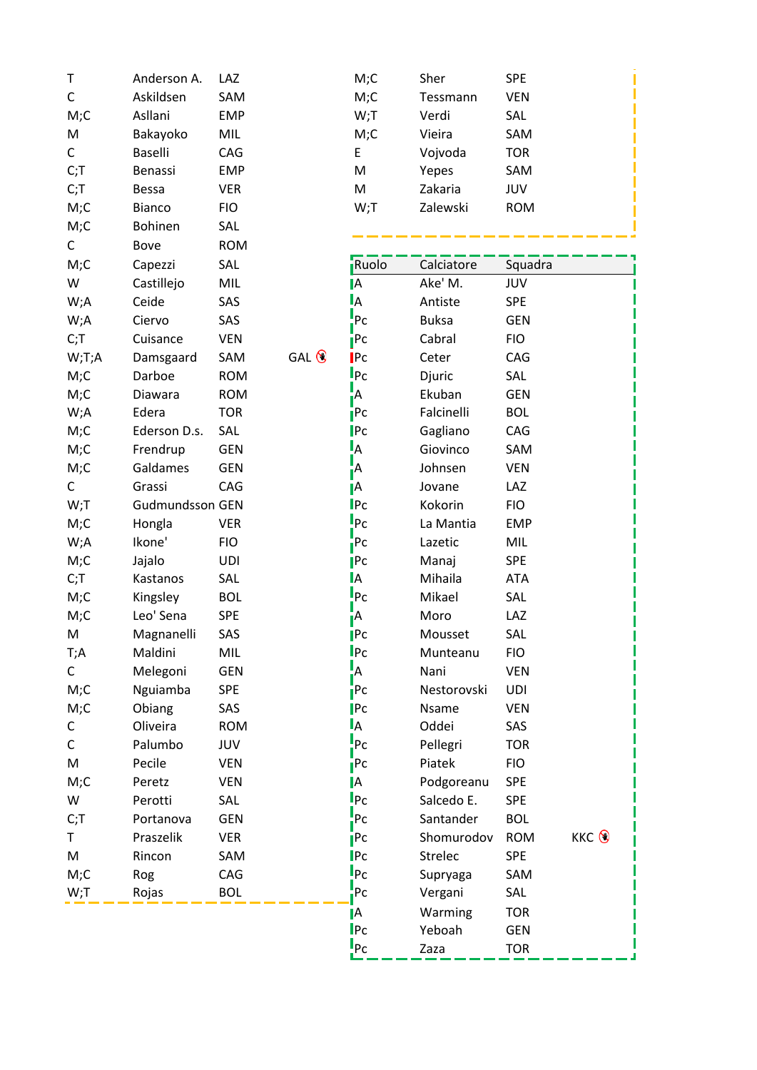| | | | |
|---|---|---|---|
| T | Anderson A. | LAZ | |
| C | Askildsen | SAM | |
| M;C | Asllani | EMP | |
| M | Bakayoko | MIL | |
| C | Baselli | CAG | |
| C;T | Benassi | EMP | |
| C;T | Bessa | VER | |
| M;C | Bianco | FIO | |
| M;C | Bohinen | SAL | |
| C | Bove | ROM | |
| M;C | Capezzi | SAL | |
| W | Castillejo | MIL | |
| W;A | Ceide | SAS | |
| W;A | Ciervo | SAS | |
| C;T | Cuisance | VEN | |
| W;T;A | Damsgaard | SAM | GAL |
| M;C | Darboe | ROM | |
| M;C | Diawara | ROM | |
| W;A | Edera | TOR | |
| M;C | Ederson D.s. | SAL | |
| M;C | Frendrup | GEN | |
| M;C | Galdames | GEN | |
| C | Grassi | CAG | |
| W;T | Gudmundsson | GEN | |
| M;C | Hongla | VER | |
| W;A | Ikone' | FIO | |
| M;C | Jajalo | UDI | |
| C;T | Kastanos | SAL | |
| M;C | Kingsley | BOL | |
| M;C | Leo' Sena | SPE | |
| M | Magnanelli | SAS | |
| T;A | Maldini | MIL | |
| C | Melegoni | GEN | |
| M;C | Nguiamba | SPE | |
| M;C | Obiang | SAS | |
| C | Oliveira | ROM | |
| C | Palumbo | JUV | |
| M | Pecile | VEN | |
| M;C | Peretz | VEN | |
| W | Perotti | SAL | |
| C;T | Portanova | GEN | |
| T | Praszelik | VER | |
| M | Rincon | SAM | |
| M;C | Rog | CAG | |
| W;T | Rojas | BOL | |
| M;C | Sher | SPE | |
| M;C | Tessmann | VEN | |
| W;T | Verdi | SAL | |
| M;C | Vieira | SAM | |
| E | Vojvoda | TOR | |
| M | Yepes | SAM | |
| M | Zakaria | JUV | |
| W;T | Zalewski | ROM | |

| Ruolo | Calciatore | Squadra | |
|---|---|---|---|
| A | Ake' M. | JUV | |
| A | Antiste | SPE | |
| Pc | Buksa | GEN | |
| Pc | Cabral | FIO | |
| Pc | Ceter | CAG | |
| Pc | Djuric | SAL | |
| A | Ekuban | GEN | |
| Pc | Falcinelli | BOL | |
| Pc | Gagliano | CAG | |
| A | Giovinco | SAM | |
| A | Johnsen | VEN | |
| A | Jovane | LAZ | |
| Pc | Kokorin | FIO | |
| Pc | La Mantia | EMP | |
| Pc | Lazetic | MIL | |
| Pc | Manaj | SPE | |
| A | Mihaila | ATA | |
| Pc | Mikael | SAL | |
| A | Moro | LAZ | |
| Pc | Mousset | SAL | |
| Pc | Munteanu | FIO | |
| A | Nani | VEN | |
| Pc | Nestorovski | UDI | |
| Pc | Nsame | VEN | |
| A | Oddei | SAS | |
| Pc | Pellegri | TOR | |
| Pc | Piatek | FIO | |
| A | Podgoreanu | SPE | |
| Pc | Salcedo E. | SPE | |
| Pc | Santander | BOL | |
| Pc | Shomurodov | ROM | KKC |
| Pc | Strelec | SPE | |
| Pc | Supryaga | SAM | |
| Pc | Vergani | SAL | |
| A | Warming | TOR | |
| Pc | Yeboah | GEN | |
| Pc | Zaza | TOR | |